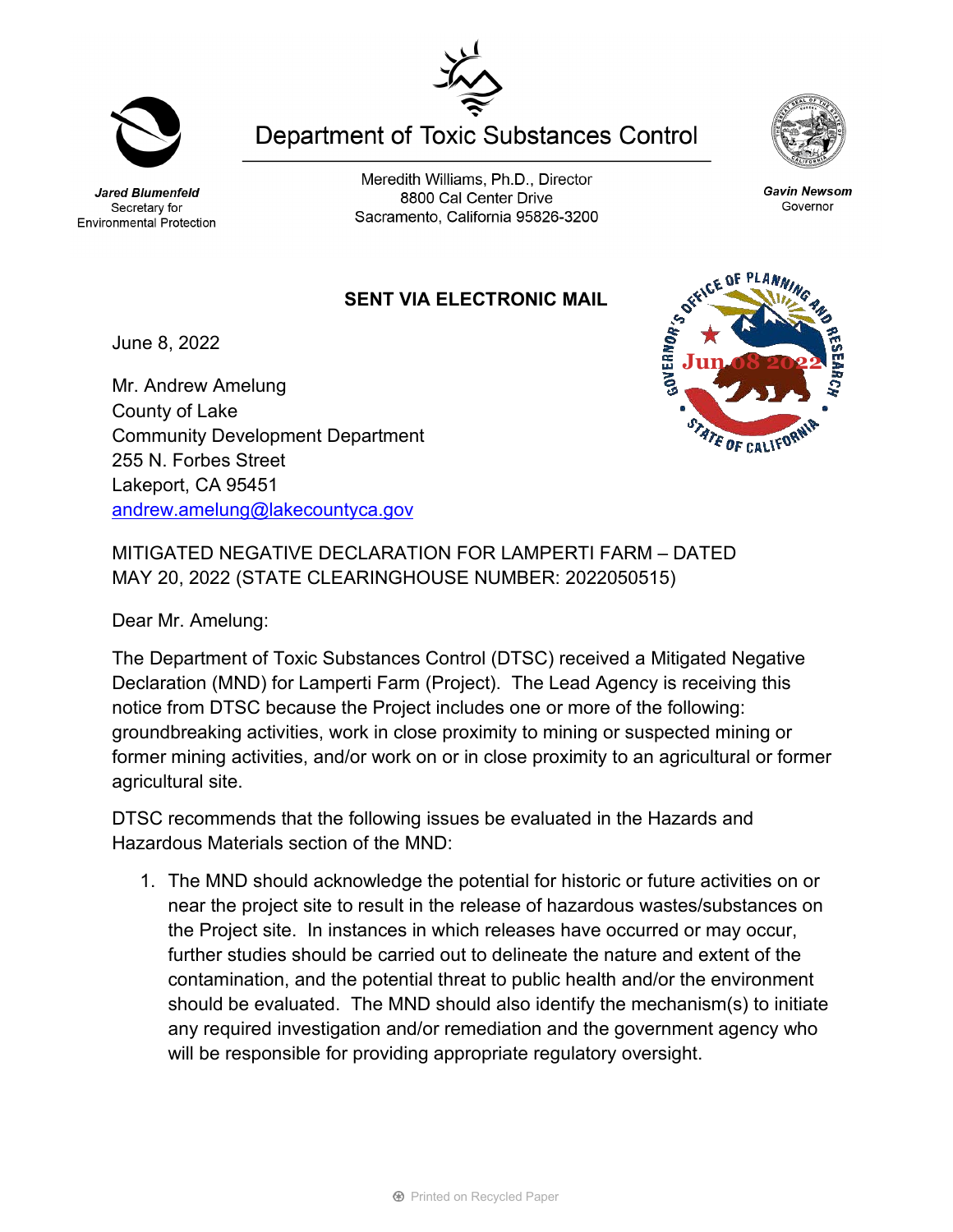Jared Blumenfeld
Secretary for Environmental Protection

# Department of Toxic Substances Control

Meredith Williams, Ph.D., Director
8800 Cal Center Drive
Sacramento, California 95826-3200

Gavin Newsom
Governor

GOVERNOR'S OFFICE OF PLANNING AND RESEARCH
Jun 08 2022
STATE OF CALIFORNIA

**SENT VIA ELECTRONIC MAIL**

June 8, 2022

Mr. Andrew Amelung
County of Lake
Community Development Department
255 N. Forbes Street
Lakeport, CA 95451
andrew.amelung@lakecountyca.gov

MITIGATED NEGATIVE DECLARATION FOR LAMPERTI FARM – DATED MAY 20, 2022 (STATE CLEARINGHOUSE NUMBER: 2022050515)

Dear Mr. Amelung:

The Department of Toxic Substances Control (DTSC) received a Mitigated Negative Declaration (MND) for Lamperti Farm (Project). The Lead Agency is receiving this notice from DTSC because the Project includes one or more of the following: groundbreaking activities, work in close proximity to mining or suspected mining or former mining activities, and/or work on or in close proximity to an agricultural or former agricultural site.

DTSC recommends that the following issues be evaluated in the Hazards and Hazardous Materials section of the MND:

1. The MND should acknowledge the potential for historic or future activities on or near the project site to result in the release of hazardous wastes/substances on the Project site. In instances in which releases have occurred or may occur, further studies should be carried out to delineate the nature and extent of the contamination, and the potential threat to public health and/or the environment should be evaluated. The MND should also identify the mechanism(s) to initiate any required investigation and/or remediation and the government agency who will be responsible for providing appropriate regulatory oversight.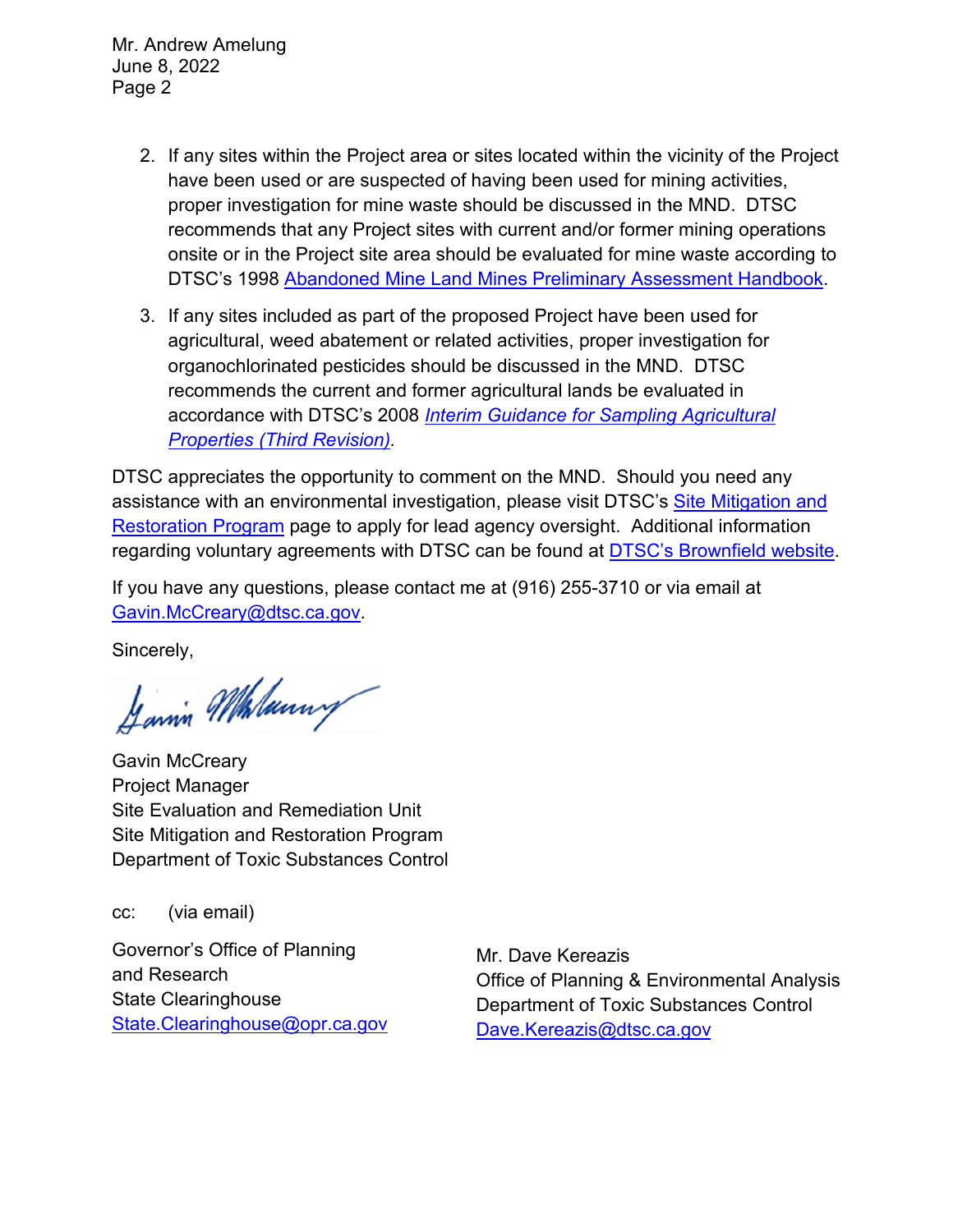2. If any sites within the Project area or sites located within the vicinity of the Project have been used or are suspected of having been used for mining activities, proper investigation for mine waste should be discussed in the MND. DTSC recommends that any Project sites with current and/or former mining operations onsite or in the Project site area should be evaluated for mine waste according to DTSC's 1998 Abandoned Mine Land Mines Preliminary Assessment Handbook.

3. If any sites included as part of the proposed Project have been used for agricultural, weed abatement or related activities, proper investigation for organochlorinated pesticides should be discussed in the MND. DTSC recommends the current and former agricultural lands be evaluated in accordance with DTSC's 2008 *Interim Guidance for Sampling Agricultural Properties (Third Revision)*.

DTSC appreciates the opportunity to comment on the MND. Should you need any assistance with an environmental investigation, please visit DTSC's Site Mitigation and Restoration Program page to apply for lead agency oversight. Additional information regarding voluntary agreements with DTSC can be found at DTSC's Brownfield website.

If you have any questions, please contact me at (916) 255-3710 or via email at Gavin.McCreary@dtsc.ca.gov.

Sincerely,

Gavin McCreary
Project Manager
Site Evaluation and Remediation Unit
Site Mitigation and Restoration Program
Department of Toxic Substances Control

cc: (via email)

Governor's Office of Planning and Research
State Clearinghouse
State.Clearinghouse@opr.ca.gov

Mr. Dave Kereazis
Office of Planning & Environmental Analysis
Department of Toxic Substances Control
Dave.Kereazis@dtsc.ca.gov